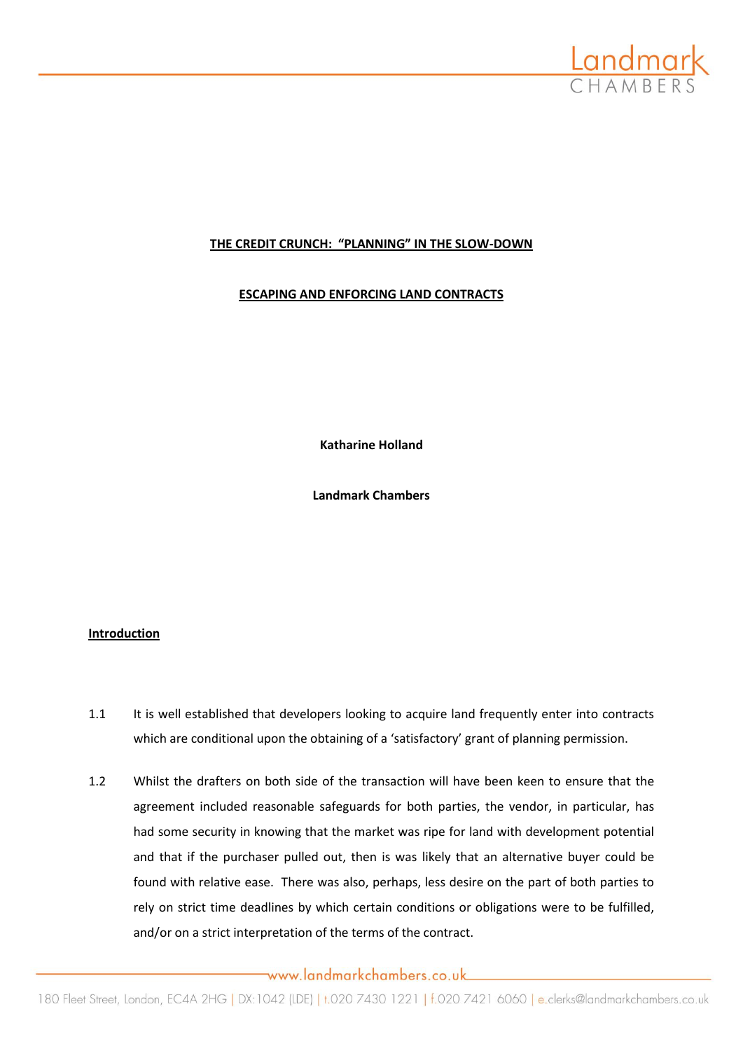**<u>THE CREDIT CRUNCH: "PLANNING" IN THE SLOW-DOWN</u>**

**<u>ESCAPING AND ENFORCING LAND CONTRACTS</u>**

**Katharine Holland**

**Landmark Chambers**

## <u>Introduction</u>

1.1 It is well established that developers looking to acquire land frequently enter into contracts which are conditional upon the obtaining of a 'satisfactory' grant of planning permission.

1.2 Whilst the drafters on both side of the transaction will have been keen to ensure that the agreement included reasonable safeguards for both parties, the vendor, in particular, has had some security in knowing that the market was ripe for land with development potential and that if the purchaser pulled out, then is was likely that an alternative buyer could be found with relative ease. There was also, perhaps, less desire on the part of both parties to rely on strict time deadlines by which certain conditions or obligations were to be fulfilled, and/or on a strict interpretation of the terms of the contract.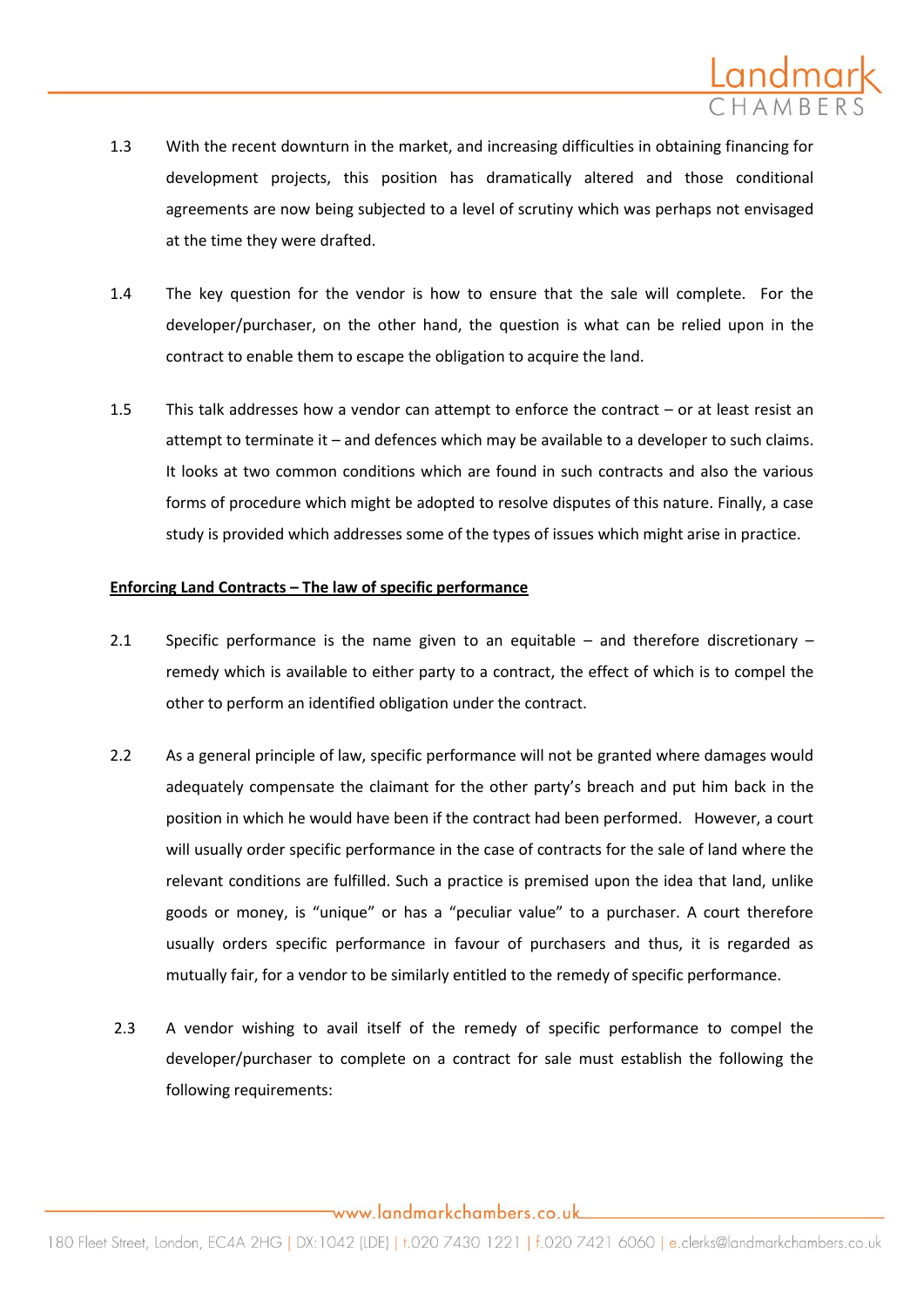1.3 With the recent downturn in the market, and increasing difficulties in obtaining financing for development projects, this position has dramatically altered and those conditional agreements are now being subjected to a level of scrutiny which was perhaps not envisaged at the time they were drafted.

1.4 The key question for the vendor is how to ensure that the sale will complete. For the developer/purchaser, on the other hand, the question is what can be relied upon in the contract to enable them to escape the obligation to acquire the land.

1.5 This talk addresses how a vendor can attempt to enforce the contract – or at least resist an attempt to terminate it – and defences which may be available to a developer to such claims. It looks at two common conditions which are found in such contracts and also the various forms of procedure which might be adopted to resolve disputes of this nature. Finally, a case study is provided which addresses some of the types of issues which might arise in practice.

**Enforcing Land Contracts – The law of specific performance**

2.1 Specific performance is the name given to an equitable – and therefore discretionary – remedy which is available to either party to a contract, the effect of which is to compel the other to perform an identified obligation under the contract.

2.2 As a general principle of law, specific performance will not be granted where damages would adequately compensate the claimant for the other party's breach and put him back in the position in which he would have been if the contract had been performed. However, a court will usually order specific performance in the case of contracts for the sale of land where the relevant conditions are fulfilled. Such a practice is premised upon the idea that land, unlike goods or money, is "unique" or has a "peculiar value" to a purchaser. A court therefore usually orders specific performance in favour of purchasers and thus, it is regarded as mutually fair, for a vendor to be similarly entitled to the remedy of specific performance.

2.3 A vendor wishing to avail itself of the remedy of specific performance to compel the developer/purchaser to complete on a contract for sale must establish the following the following requirements: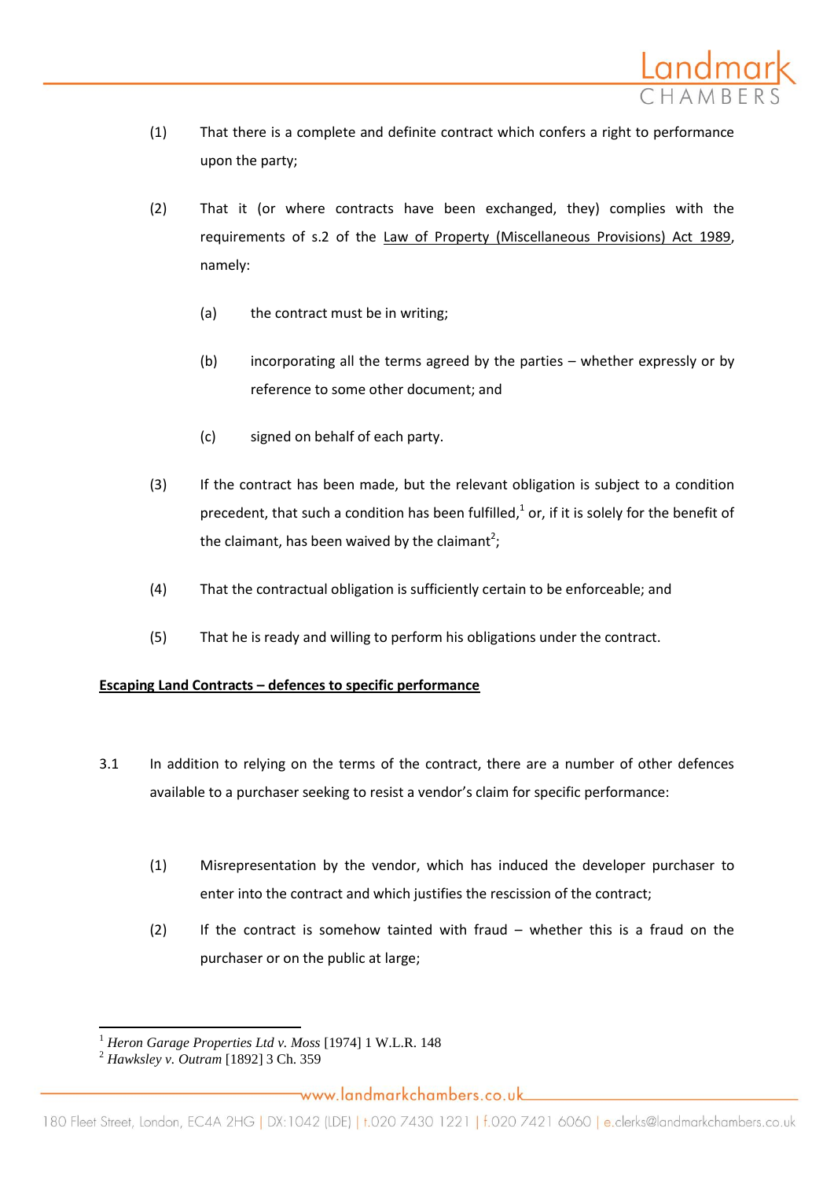(1) That there is a complete and definite contract which confers a right to performance upon the party;

(2) That it (or where contracts have been exchanged, they) complies with the requirements of s.2 of the Law of Property (Miscellaneous Provisions) Act 1989, namely:

   (a) the contract must be in writing;

   (b) incorporating all the terms agreed by the parties – whether expressly or by reference to some other document; and

   (c) signed on behalf of each party.

(3) If the contract has been made, but the relevant obligation is subject to a condition precedent, that such a condition has been fulfilled,[1] or, if it is solely for the benefit of the claimant, has been waived by the claimant[2];

(4) That the contractual obligation is sufficiently certain to be enforceable; and

(5) That he is ready and willing to perform his obligations under the contract.

**Escaping Land Contracts – defences to specific performance**

3.1 In addition to relying on the terms of the contract, there are a number of other defences available to a purchaser seeking to resist a vendor's claim for specific performance:

(1) Misrepresentation by the vendor, which has induced the developer purchaser to enter into the contract and which justifies the rescission of the contract;

(2) If the contract is somehow tainted with fraud – whether this is a fraud on the purchaser or on the public at large;

---

[1] *Heron Garage Properties Ltd v. Moss* [1974] 1 W.L.R. 148

[2] *Hawksley v. Outram* [1892] 3 Ch. 359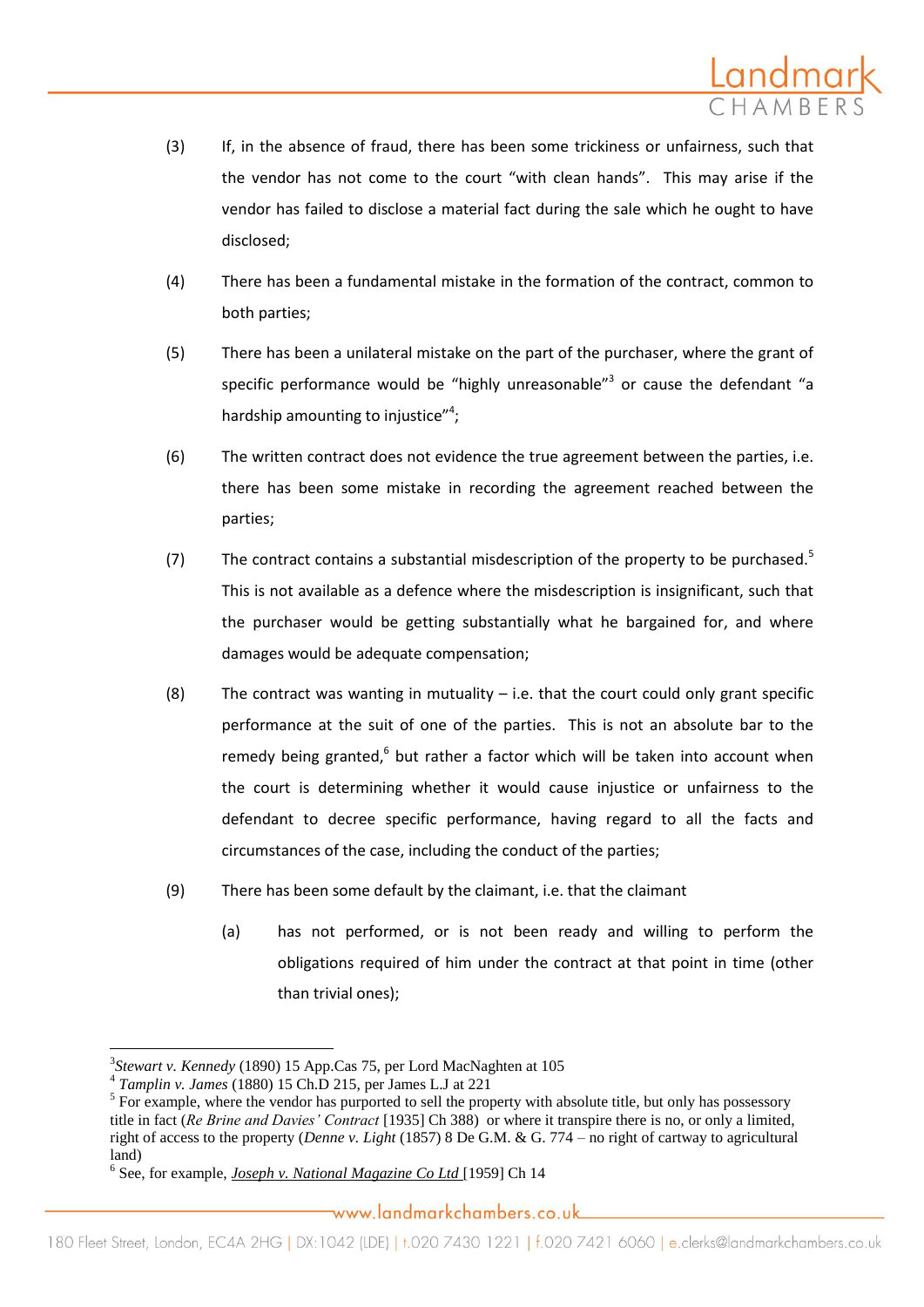(3) If, in the absence of fraud, there has been some trickiness or unfairness, such that the vendor has not come to the court "with clean hands". This may arise if the vendor has failed to disclose a material fact during the sale which he ought to have disclosed;

(4) There has been a fundamental mistake in the formation of the contract, common to both parties;

(5) There has been a unilateral mistake on the part of the purchaser, where the grant of specific performance would be "highly unreasonable"[3] or cause the defendant "a hardship amounting to injustice"[4];

(6) The written contract does not evidence the true agreement between the parties, i.e. there has been some mistake in recording the agreement reached between the parties;

(7) The contract contains a substantial misdescription of the property to be purchased.[5] This is not available as a defence where the misdescription is insignificant, such that the purchaser would be getting substantially what he bargained for, and where damages would be adequate compensation;

(8) The contract was wanting in mutuality – i.e. that the court could only grant specific performance at the suit of one of the parties. This is not an absolute bar to the remedy being granted,[6] but rather a factor which will be taken into account when the court is determining whether it would cause injustice or unfairness to the defendant to decree specific performance, having regard to all the facts and circumstances of the case, including the conduct of the parties;

(9) There has been some default by the claimant, i.e. that the claimant

   (a) has not performed, or is not been ready and willing to perform the obligations required of him under the contract at that point in time (other than trivial ones);

---

[3] *Stewart v. Kennedy* (1890) 15 App.Cas 75, per Lord MacNaghten at 105

[4] *Tamplin v. James* (1880) 15 Ch.D 215, per James L.J at 221

[5] For example, where the vendor has purported to sell the property with absolute title, but only has possessory title in fact (*Re Brine and Davies' Contract* [1935] Ch 388) or where it transpire there is no, or only a limited, right of access to the property (*Denne v. Light* (1857) 8 De G.M. & G. 774 – no right of cartway to agricultural land)

[6] See, for example, *Joseph v. National Magazine Co Ltd* [1959] Ch 14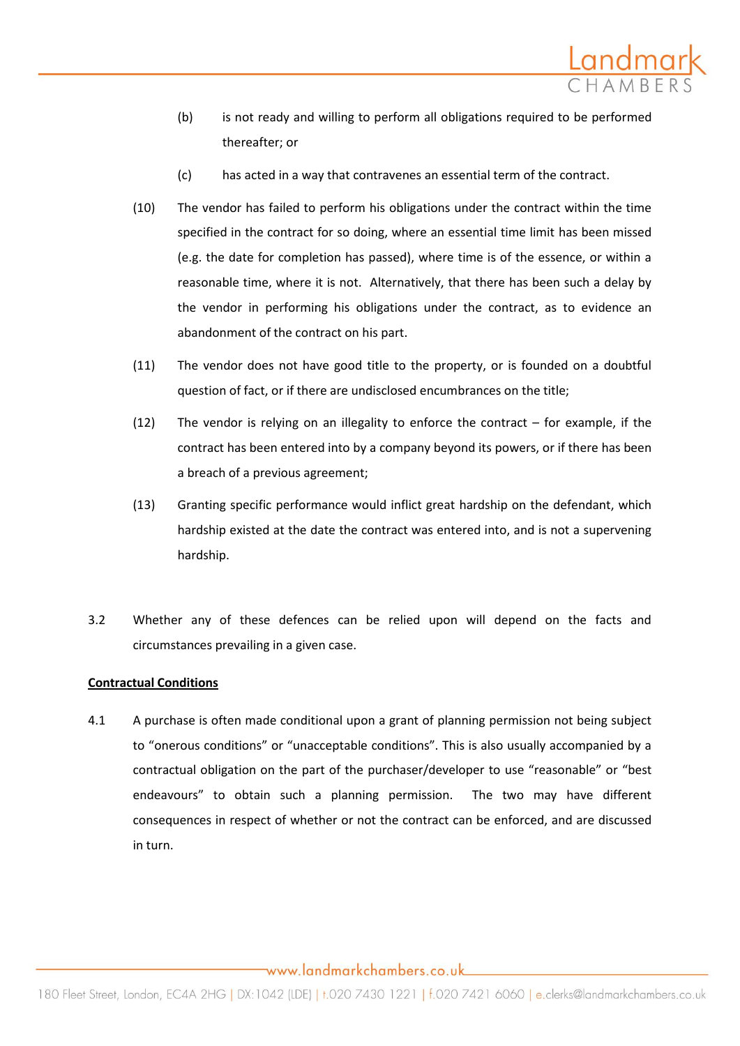(b) is not ready and willing to perform all obligations required to be performed thereafter; or

(c) has acted in a way that contravenes an essential term of the contract.

(10) The vendor has failed to perform his obligations under the contract within the time specified in the contract for so doing, where an essential time limit has been missed (e.g. the date for completion has passed), where time is of the essence, or within a reasonable time, where it is not. Alternatively, that there has been such a delay by the vendor in performing his obligations under the contract, as to evidence an abandonment of the contract on his part.

(11) The vendor does not have good title to the property, or is founded on a doubtful question of fact, or if there are undisclosed encumbrances on the title;

(12) The vendor is relying on an illegality to enforce the contract – for example, if the contract has been entered into by a company beyond its powers, or if there has been a breach of a previous agreement;

(13) Granting specific performance would inflict great hardship on the defendant, which hardship existed at the date the contract was entered into, and is not a supervening hardship.

3.2 Whether any of these defences can be relied upon will depend on the facts and circumstances prevailing in a given case.

**Contractual Conditions**

4.1 A purchase is often made conditional upon a grant of planning permission not being subject to "onerous conditions" or "unacceptable conditions". This is also usually accompanied by a contractual obligation on the part of the purchaser/developer to use "reasonable" or "best endeavours" to obtain such a planning permission. The two may have different consequences in respect of whether or not the contract can be enforced, and are discussed in turn.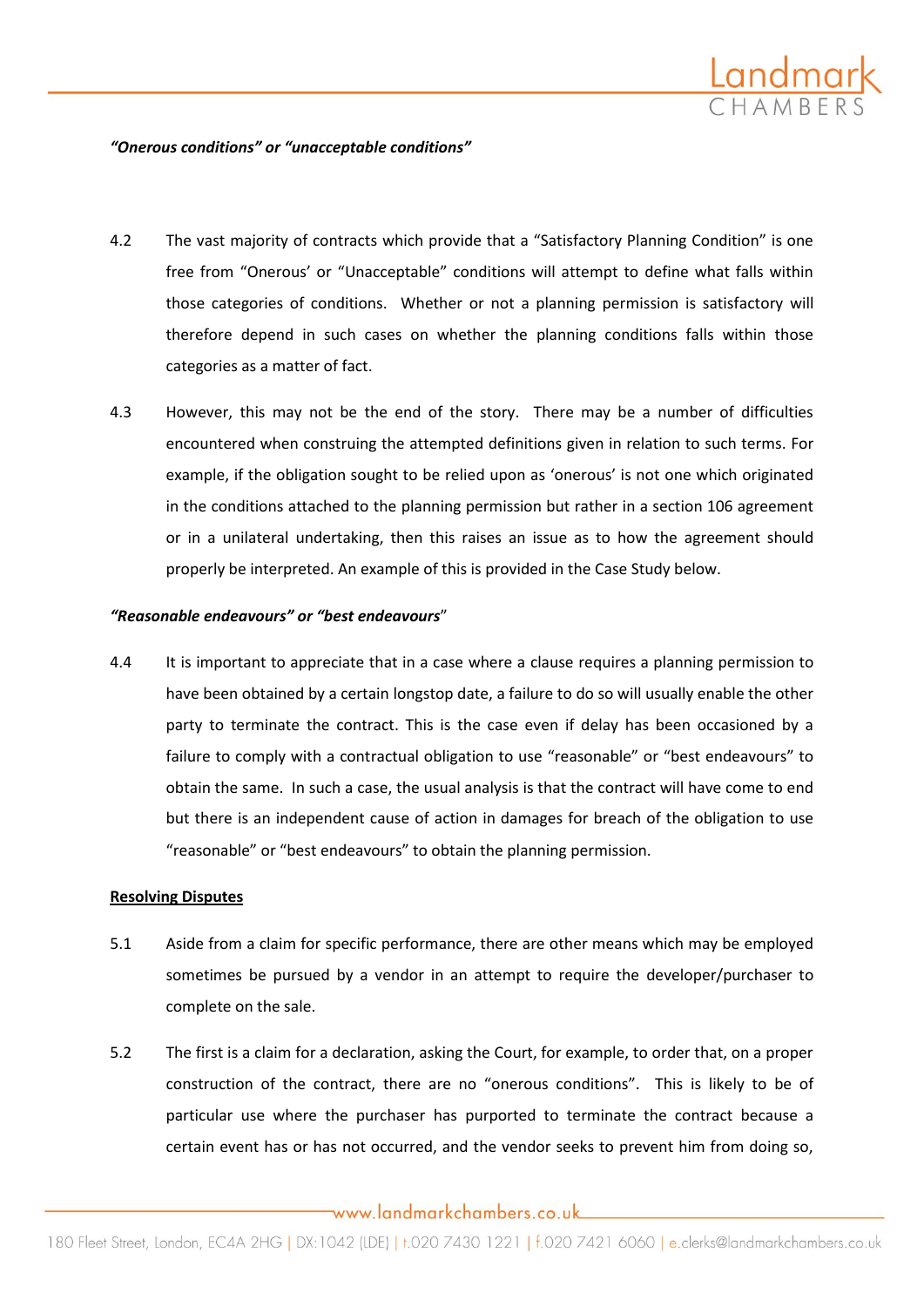***"Onerous conditions" or "unacceptable conditions"***

4.2 The vast majority of contracts which provide that a "Satisfactory Planning Condition" is one free from "Onerous' or "Unacceptable" conditions will attempt to define what falls within those categories of conditions. Whether or not a planning permission is satisfactory will therefore depend in such cases on whether the planning conditions falls within those categories as a matter of fact.

4.3 However, this may not be the end of the story. There may be a number of difficulties encountered when construing the attempted definitions given in relation to such terms. For example, if the obligation sought to be relied upon as 'onerous' is not one which originated in the conditions attached to the planning permission but rather in a section 106 agreement or in a unilateral undertaking, then this raises an issue as to how the agreement should properly be interpreted. An example of this is provided in the Case Study below.

***"Reasonable endeavours" or "best endeavours"***

4.4 It is important to appreciate that in a case where a clause requires a planning permission to have been obtained by a certain longstop date, a failure to do so will usually enable the other party to terminate the contract. This is the case even if delay has been occasioned by a failure to comply with a contractual obligation to use "reasonable" or "best endeavours" to obtain the same. In such a case, the usual analysis is that the contract will have come to end but there is an independent cause of action in damages for breach of the obligation to use "reasonable" or "best endeavours" to obtain the planning permission.

**Resolving Disputes**

5.1 Aside from a claim for specific performance, there are other means which may be employed sometimes be pursued by a vendor in an attempt to require the developer/purchaser to complete on the sale.

5.2 The first is a claim for a declaration, asking the Court, for example, to order that, on a proper construction of the contract, there are no "onerous conditions". This is likely to be of particular use where the purchaser has purported to terminate the contract because a certain event has or has not occurred, and the vendor seeks to prevent him from doing so,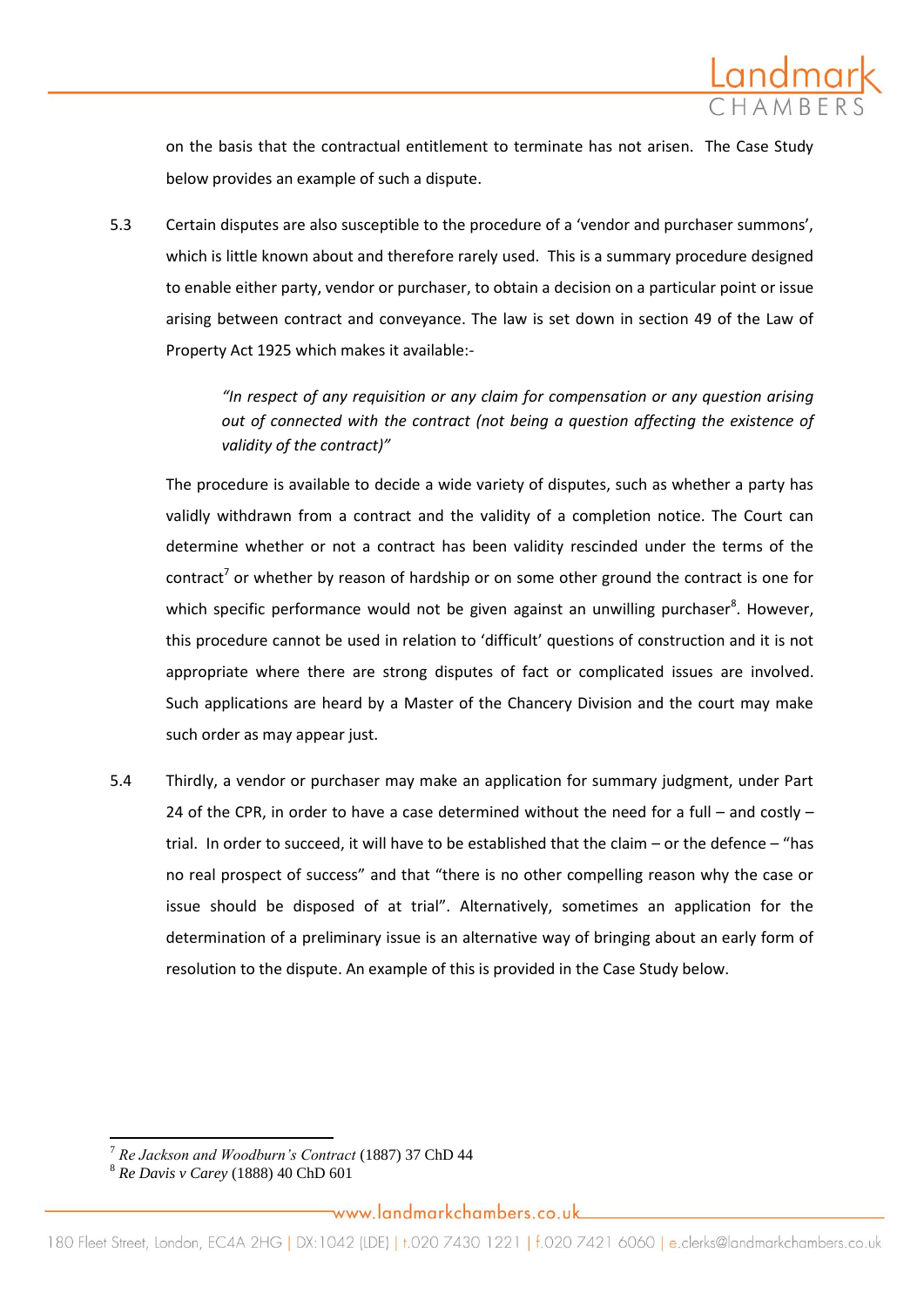on the basis that the contractual entitlement to terminate has not arisen. The Case Study below provides an example of such a dispute.

5.3 Certain disputes are also susceptible to the procedure of a 'vendor and purchaser summons', which is little known about and therefore rarely used. This is a summary procedure designed to enable either party, vendor or purchaser, to obtain a decision on a particular point or issue arising between contract and conveyance. The law is set down in section 49 of the Law of Property Act 1925 which makes it available:-

> *"In respect of any requisition or any claim for compensation or any question arising out of connected with the contract (not being a question affecting the existence of validity of the contract)"*

The procedure is available to decide a wide variety of disputes, such as whether a party has validly withdrawn from a contract and the validity of a completion notice. The Court can determine whether or not a contract has been validity rescinded under the terms of the contract[7] or whether by reason of hardship or on some other ground the contract is one for which specific performance would not be given against an unwilling purchaser[8]. However, this procedure cannot be used in relation to 'difficult' questions of construction and it is not appropriate where there are strong disputes of fact or complicated issues are involved. Such applications are heard by a Master of the Chancery Division and the court may make such order as may appear just.

5.4 Thirdly, a vendor or purchaser may make an application for summary judgment, under Part 24 of the CPR, in order to have a case determined without the need for a full – and costly – trial. In order to succeed, it will have to be established that the claim – or the defence – "has no real prospect of success" and that "there is no other compelling reason why the case or issue should be disposed of at trial". Alternatively, sometimes an application for the determination of a preliminary issue is an alternative way of bringing about an early form of resolution to the dispute. An example of this is provided in the Case Study below.

---

[7] *Re Jackson and Woodburn's Contract* (1887) 37 ChD 44

[8] *Re Davis v Carey* (1888) 40 ChD 601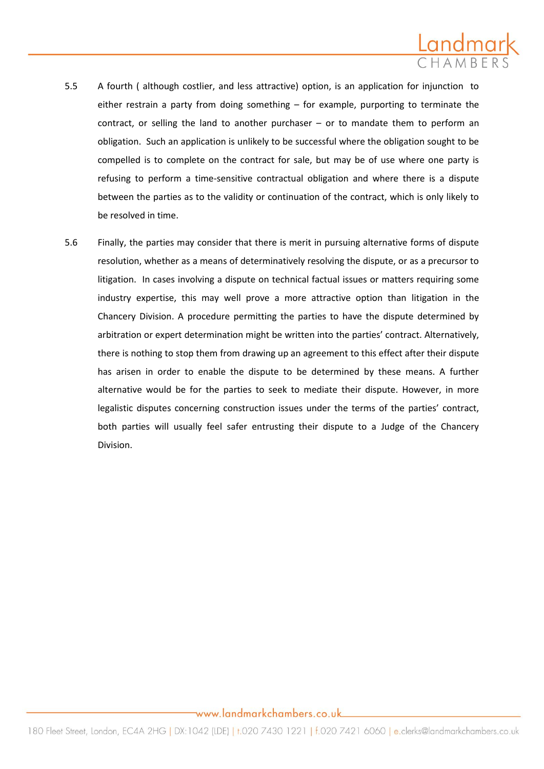5.5 A fourth ( although costlier, and less attractive) option, is an application for injunction to either restrain a party from doing something – for example, purporting to terminate the contract, or selling the land to another purchaser – or to mandate them to perform an obligation. Such an application is unlikely to be successful where the obligation sought to be compelled is to complete on the contract for sale, but may be of use where one party is refusing to perform a time-sensitive contractual obligation and where there is a dispute between the parties as to the validity or continuation of the contract, which is only likely to be resolved in time.

5.6 Finally, the parties may consider that there is merit in pursuing alternative forms of dispute resolution, whether as a means of determinatively resolving the dispute, or as a precursor to litigation. In cases involving a dispute on technical factual issues or matters requiring some industry expertise, this may well prove a more attractive option than litigation in the Chancery Division. A procedure permitting the parties to have the dispute determined by arbitration or expert determination might be written into the parties' contract. Alternatively, there is nothing to stop them from drawing up an agreement to this effect after their dispute has arisen in order to enable the dispute to be determined by these means. A further alternative would be for the parties to seek to mediate their dispute. However, in more legalistic disputes concerning construction issues under the terms of the parties' contract, both parties will usually feel safer entrusting their dispute to a Judge of the Chancery Division.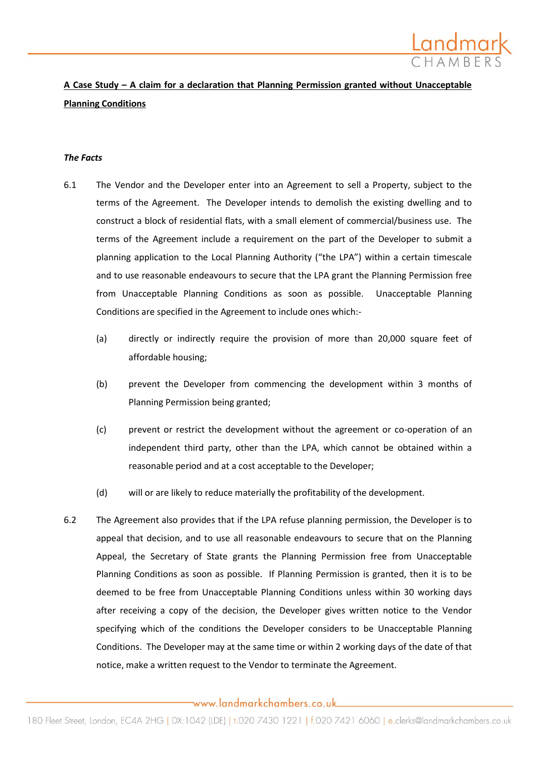**A Case Study – A claim for a declaration that Planning Permission granted without Unacceptable Planning Conditions**

***The Facts***

6.1 The Vendor and the Developer enter into an Agreement to sell a Property, subject to the terms of the Agreement. The Developer intends to demolish the existing dwelling and to construct a block of residential flats, with a small element of commercial/business use. The terms of the Agreement include a requirement on the part of the Developer to submit a planning application to the Local Planning Authority ("the LPA") within a certain timescale and to use reasonable endeavours to secure that the LPA grant the Planning Permission free from Unacceptable Planning Conditions as soon as possible. Unacceptable Planning Conditions are specified in the Agreement to include ones which:-

(a) directly or indirectly require the provision of more than 20,000 square feet of affordable housing;

(b) prevent the Developer from commencing the development within 3 months of Planning Permission being granted;

(c) prevent or restrict the development without the agreement or co-operation of an independent third party, other than the LPA, which cannot be obtained within a reasonable period and at a cost acceptable to the Developer;

(d) will or are likely to reduce materially the profitability of the development.

6.2 The Agreement also provides that if the LPA refuse planning permission, the Developer is to appeal that decision, and to use all reasonable endeavours to secure that on the Planning Appeal, the Secretary of State grants the Planning Permission free from Unacceptable Planning Conditions as soon as possible. If Planning Permission is granted, then it is to be deemed to be free from Unacceptable Planning Conditions unless within 30 working days after receiving a copy of the decision, the Developer gives written notice to the Vendor specifying which of the conditions the Developer considers to be Unacceptable Planning Conditions. The Developer may at the same time or within 2 working days of the date of that notice, make a written request to the Vendor to terminate the Agreement.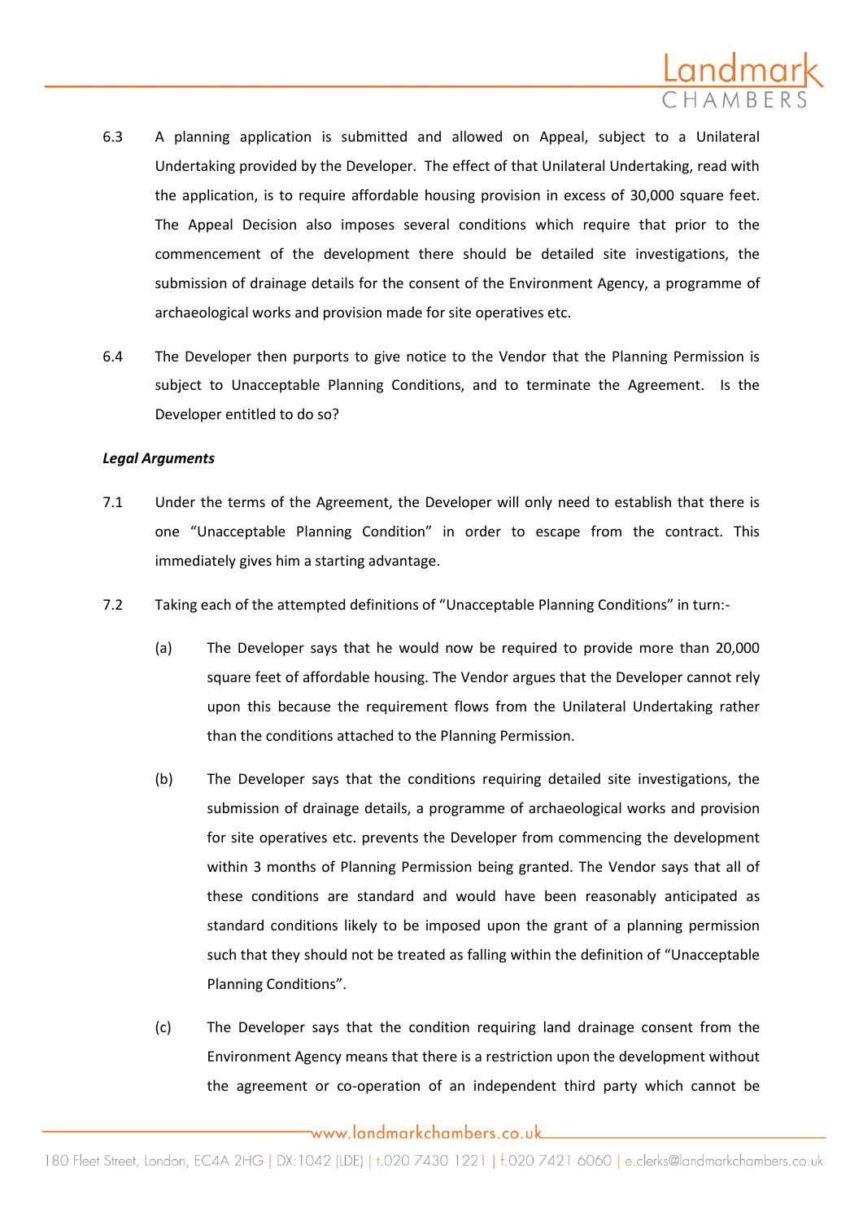6.3 A planning application is submitted and allowed on Appeal, subject to a Unilateral Undertaking provided by the Developer. The effect of that Unilateral Undertaking, read with the application, is to require affordable housing provision in excess of 30,000 square feet. The Appeal Decision also imposes several conditions which require that prior to the commencement of the development there should be detailed site investigations, the submission of drainage details for the consent of the Environment Agency, a programme of archaeological works and provision made for site operatives etc.

6.4 The Developer then purports to give notice to the Vendor that the Planning Permission is subject to Unacceptable Planning Conditions, and to terminate the Agreement. Is the Developer entitled to do so?

***Legal Arguments***

7.1 Under the terms of the Agreement, the Developer will only need to establish that there is one "Unacceptable Planning Condition" in order to escape from the contract. This immediately gives him a starting advantage.

7.2 Taking each of the attempted definitions of "Unacceptable Planning Conditions" in turn:-

(a) The Developer says that he would now be required to provide more than 20,000 square feet of affordable housing. The Vendor argues that the Developer cannot rely upon this because the requirement flows from the Unilateral Undertaking rather than the conditions attached to the Planning Permission.

(b) The Developer says that the conditions requiring detailed site investigations, the submission of drainage details, a programme of archaeological works and provision for site operatives etc. prevents the Developer from commencing the development within 3 months of Planning Permission being granted. The Vendor says that all of these conditions are standard and would have been reasonably anticipated as standard conditions likely to be imposed upon the grant of a planning permission such that they should not be treated as falling within the definition of "Unacceptable Planning Conditions".

(c) The Developer says that the condition requiring land drainage consent from the Environment Agency means that there is a restriction upon the development without the agreement or co-operation of an independent third party which cannot be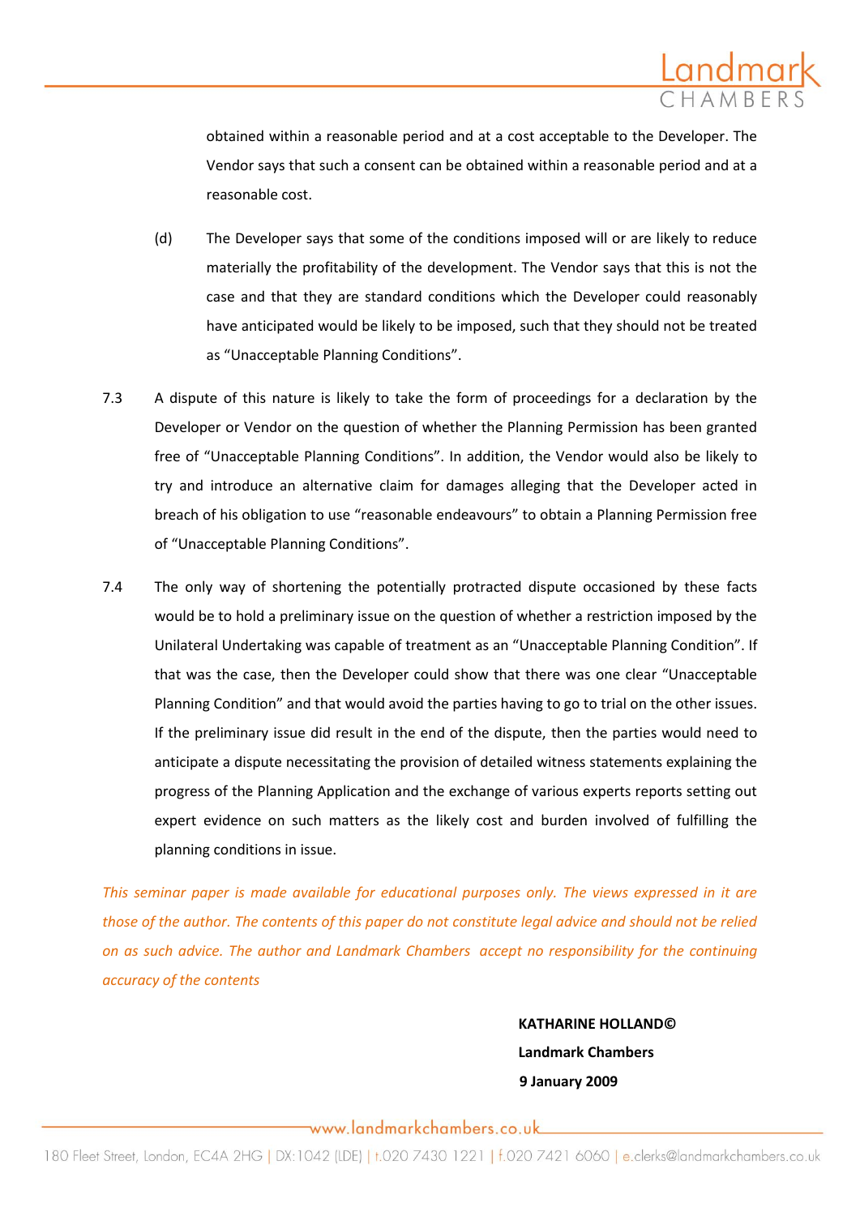obtained within a reasonable period and at a cost acceptable to the Developer. The Vendor says that such a consent can be obtained within a reasonable period and at a reasonable cost.

(d) The Developer says that some of the conditions imposed will or are likely to reduce materially the profitability of the development. The Vendor says that this is not the case and that they are standard conditions which the Developer could reasonably have anticipated would be likely to be imposed, such that they should not be treated as "Unacceptable Planning Conditions".

7.3 A dispute of this nature is likely to take the form of proceedings for a declaration by the Developer or Vendor on the question of whether the Planning Permission has been granted free of "Unacceptable Planning Conditions". In addition, the Vendor would also be likely to try and introduce an alternative claim for damages alleging that the Developer acted in breach of his obligation to use "reasonable endeavours" to obtain a Planning Permission free of "Unacceptable Planning Conditions".

7.4 The only way of shortening the potentially protracted dispute occasioned by these facts would be to hold a preliminary issue on the question of whether a restriction imposed by the Unilateral Undertaking was capable of treatment as an "Unacceptable Planning Condition". If that was the case, then the Developer could show that there was one clear "Unacceptable Planning Condition" and that would avoid the parties having to go to trial on the other issues. If the preliminary issue did result in the end of the dispute, then the parties would need to anticipate a dispute necessitating the provision of detailed witness statements explaining the progress of the Planning Application and the exchange of various experts reports setting out expert evidence on such matters as the likely cost and burden involved of fulfilling the planning conditions in issue.

*This seminar paper is made available for educational purposes only. The views expressed in it are those of the author. The contents of this paper do not constitute legal advice and should not be relied on as such advice. The author and Landmark Chambers accept no responsibility for the continuing accuracy of the contents*

**KATHARINE HOLLAND©**
**Landmark Chambers**
**9 January 2009**